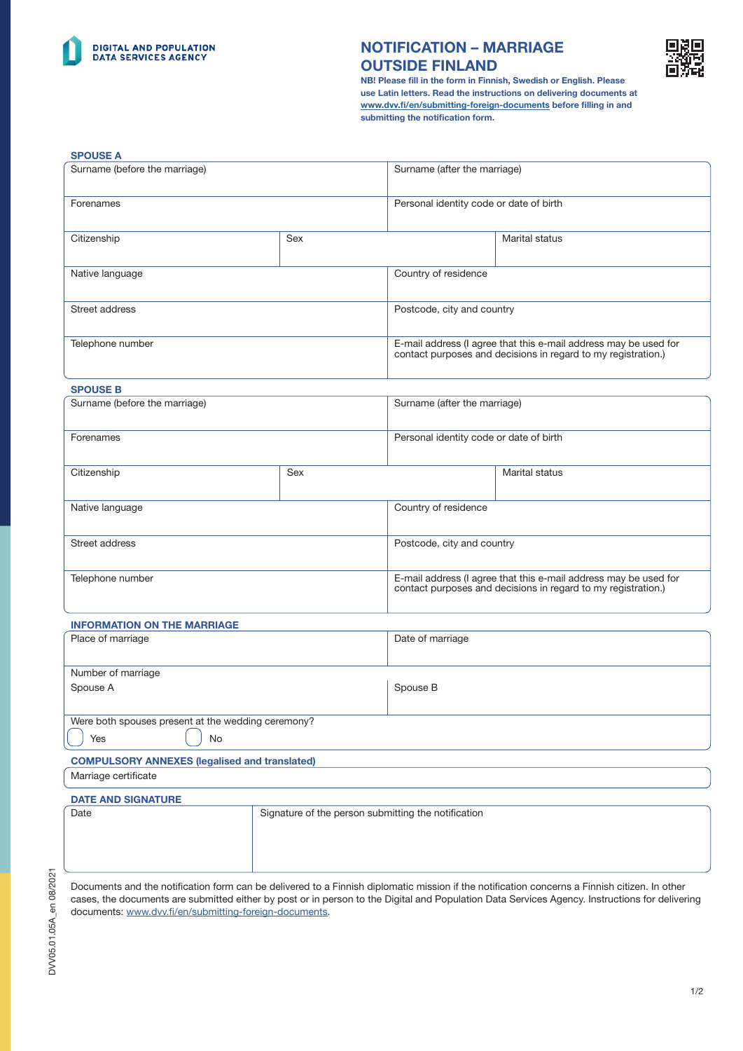DIGITAL AND POPULATION DATA SERVICES AGENCY

# NOTIFICATION – MARRIAGE OUTSIDE FINLAND

**NB! Please fill in the form in Finnish, Swedish or English. Please use Latin letters. Read the instructions on delivering documents at www.dvv.fi/en/submitting-foreign-documents before filling in and submitting the notification form.**

## SPOUSE A

| Surname (before the marriage) | | Surname (after the marriage) | |
|---|---|---|---|
| Forenames | | Personal identity code or date of birth | |
| Citizenship | Sex | | Marital status |
| Native language | | Country of residence | |
| Street address | | Postcode, city and country | |
| Telephone number | | E-mail address (I agree that this e-mail address may be used for contact purposes and decisions in regard to my registration.) | |

## SPOUSE B

| Surname (before the marriage) | | Surname (after the marriage) | |
|---|---|---|---|
| Forenames | | Personal identity code or date of birth | |
| Citizenship | Sex | | Marital status |
| Native language | | Country of residence | |
| Street address | | Postcode, city and country | |
| Telephone number | | E-mail address (I agree that this e-mail address may be used for contact purposes and decisions in regard to my registration.) | |

## INFORMATION ON THE MARRIAGE

| Place of marriage | Date of marriage |
|---|---|
| Number of marriage<br>Spouse A | Spouse B |

Were both spouses present at the wedding ceremony?

☐ Yes ☐ No

## COMPULSORY ANNEXES (legalised and translated)

Marriage certificate

## DATE AND SIGNATURE

| Date | Signature of the person submitting the notification |
|---|---|
| | |

Documents and the notification form can be delivered to a Finnish diplomatic mission if the notification concerns a Finnish citizen. In other cases, the documents are submitted either by post or in person to the Digital and Population Data Services Agency. Instructions for delivering documents: www.dvv.fi/en/submitting-foreign-documents.

DVV05.01.05A_en 08/2021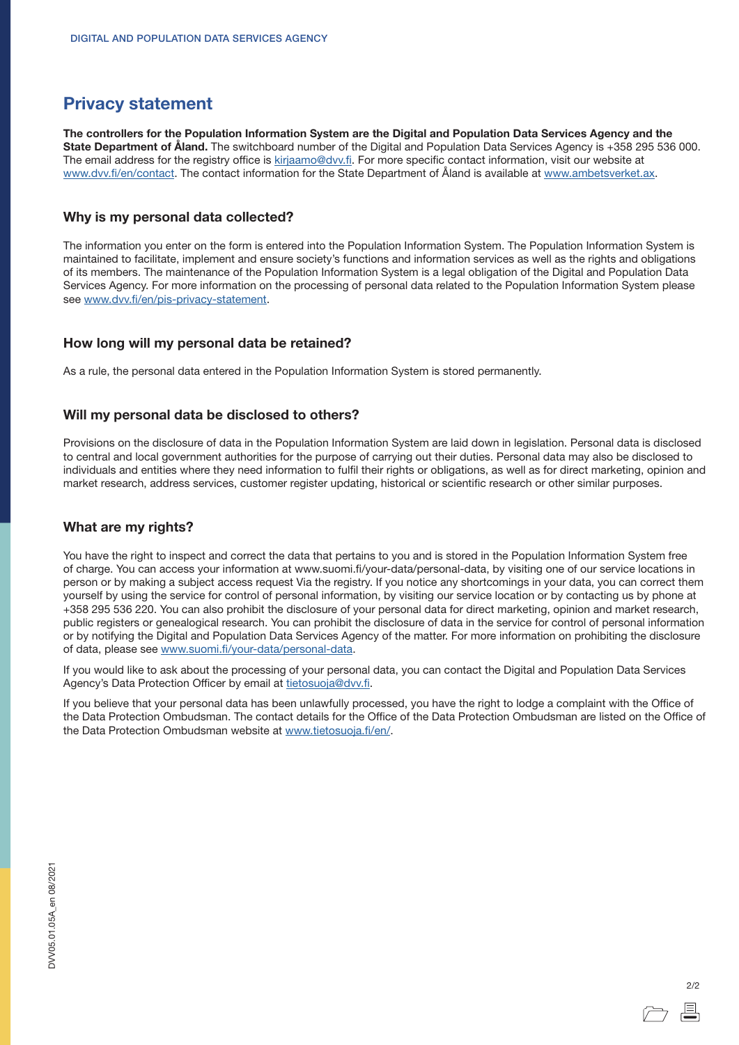## Privacy statement

**The controllers for the Population Information System are the Digital and Population Data Services Agency and the State Department of Åland.** The switchboard number of the Digital and Population Data Services Agency is +358 295 536 000. The email address for the registry office is kirjaamo@dvv.fi. For more specific contact information, visit our website at www.dvv.fi/en/contact. The contact information for the State Department of Åland is available at www.ambetsverket.ax.

### Why is my personal data collected?

The information you enter on the form is entered into the Population Information System. The Population Information System is maintained to facilitate, implement and ensure society's functions and information services as well as the rights and obligations of its members. The maintenance of the Population Information System is a legal obligation of the Digital and Population Data Services Agency. For more information on the processing of personal data related to the Population Information System please see www.dvv.fi/en/pis-privacy-statement.

### How long will my personal data be retained?

As a rule, the personal data entered in the Population Information System is stored permanently.

### Will my personal data be disclosed to others?

Provisions on the disclosure of data in the Population Information System are laid down in legislation. Personal data is disclosed to central and local government authorities for the purpose of carrying out their duties. Personal data may also be disclosed to individuals and entities where they need information to fulfil their rights or obligations, as well as for direct marketing, opinion and market research, address services, customer register updating, historical or scientific research or other similar purposes.

### What are my rights?

You have the right to inspect and correct the data that pertains to you and is stored in the Population Information System free of charge. You can access your information at www.suomi.fi/your-data/personal-data, by visiting one of our service locations in person or by making a subject access request Via the registry. If you notice any shortcomings in your data, you can correct them yourself by using the service for control of personal information, by visiting our service location or by contacting us by phone at +358 295 536 220. You can also prohibit the disclosure of your personal data for direct marketing, opinion and market research, public registers or genealogical research. You can prohibit the disclosure of data in the service for control of personal information or by notifying the Digital and Population Data Services Agency of the matter. For more information on prohibiting the disclosure of data, please see www.suomi.fi/your-data/personal-data.

If you would like to ask about the processing of your personal data, you can contact the Digital and Population Data Services Agency's Data Protection Officer by email at tietosuoja@dvv.fi.

If you believe that your personal data has been unlawfully processed, you have the right to lodge a complaint with the Office of the Data Protection Ombudsman. The contact details for the Office of the Data Protection Ombudsman are listed on the Office of the Data Protection Ombudsman website at www.tietosuoja.fi/en/.

DVV05.01.05A_en 08/2021